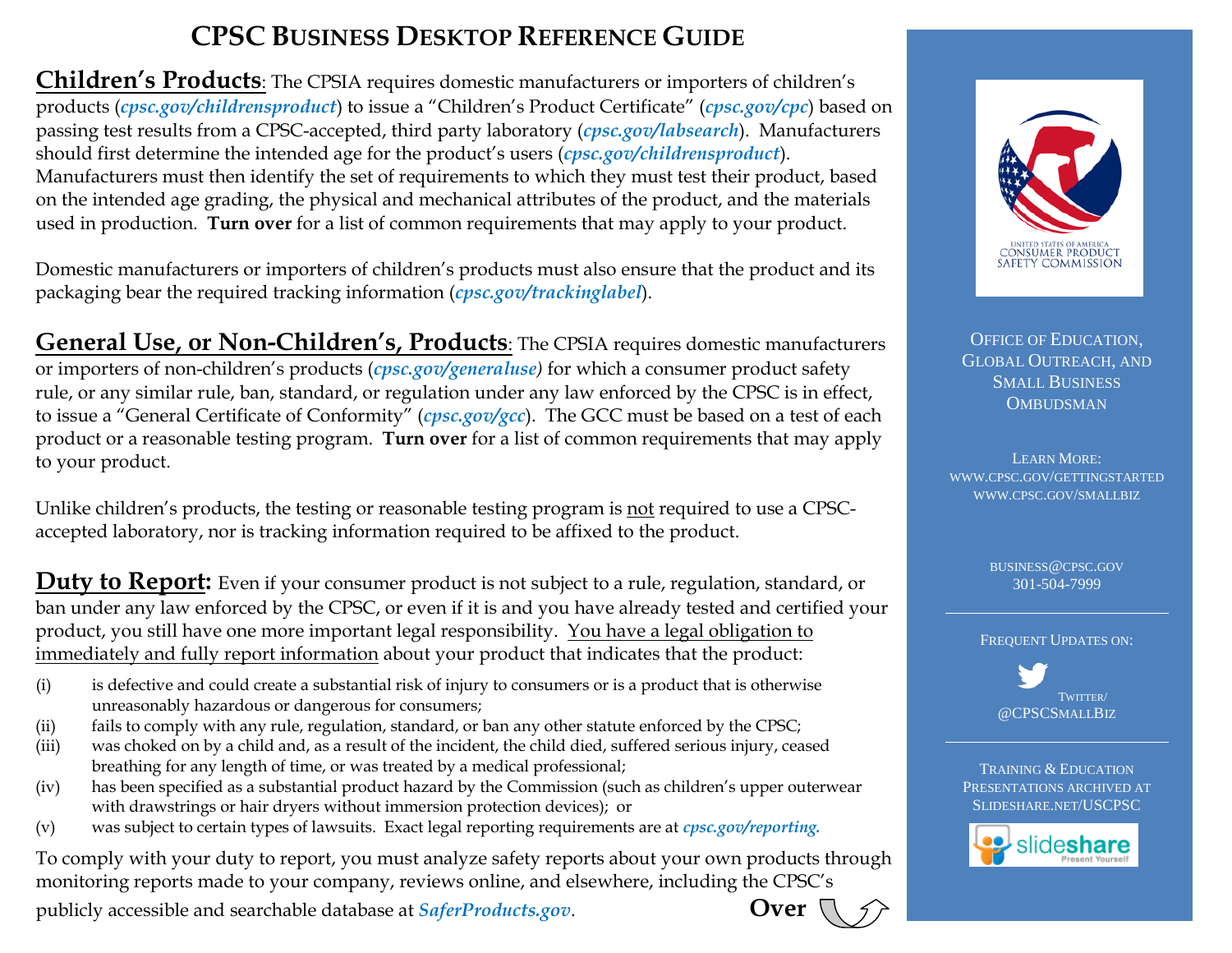# CPSC Business Desktop Reference Guide

**Children's Products**: The CPSIA requires domestic manufacturers or importers of children's products (***cpsc.gov/childrensproduct***) to issue a "Children's Product Certificate" (***cpsc.gov/cpc***) based on passing test results from a CPSC-accepted, third party laboratory (***cpsc.gov/labsearch***). Manufacturers should first determine the intended age for the product's users (***cpsc.gov/childrensproduct***). Manufacturers must then identify the set of requirements to which they must test their product, based on the intended age grading, the physical and mechanical attributes of the product, and the materials used in production. **Turn over** for a list of common requirements that may apply to your product.

Domestic manufacturers or importers of children's products must also ensure that the product and its packaging bear the required tracking information (***cpsc.gov/trackinglabel***).

**General Use, or Non-Children's, Products**: The CPSIA requires domestic manufacturers or importers of non-children's products (***cpsc.gov/generaluse***) for which a consumer product safety rule, or any similar rule, ban, standard, or regulation under any law enforced by the CPSC is in effect, to issue a "General Certificate of Conformity" (***cpsc.gov/gcc***). The GCC must be based on a test of each product or a reasonable testing program. **Turn over** for a list of common requirements that may apply to your product.

Unlike children's products, the testing or reasonable testing program is not required to use a CPSC-accepted laboratory, nor is tracking information required to be affixed to the product.

**Duty to Report:** Even if your consumer product is not subject to a rule, regulation, standard, or ban under any law enforced by the CPSC, or even if it is and you have already tested and certified your product, you still have one more important legal responsibility. You have a legal obligation to immediately and fully report information about your product that indicates that the product:

(i) is defective and could create a substantial risk of injury to consumers or is a product that is otherwise unreasonably hazardous or dangerous for consumers;
(ii) fails to comply with any rule, regulation, standard, or ban any other statute enforced by the CPSC;
(iii) was choked on by a child and, as a result of the incident, the child died, suffered serious injury, ceased breathing for any length of time, or was treated by a medical professional;
(iv) has been specified as a substantial product hazard by the Commission (such as children's upper outerwear with drawstrings or hair dryers without immersion protection devices); or
(v) was subject to certain types of lawsuits. Exact legal reporting requirements are at ***cpsc.gov/reporting.***

To comply with your duty to report, you must analyze safety reports about your own products through monitoring reports made to your company, reviews online, and elsewhere, including the CPSC's publicly accessible and searchable database at ***SaferProducts.gov***.

**Over**

United States of America Consumer Product Safety Commission

Office of Education, Global Outreach, and Small Business Ombudsman

Learn More:
www.cpsc.gov/gettingstarted
www.cpsc.gov/smallbiz

business@cpsc.gov
301-504-7999

Frequent Updates on:

Twitter/
@CPSCSmallBiz

Training & Education Presentations archived at Slideshare.net/USCPSC

slideshare Present Yourself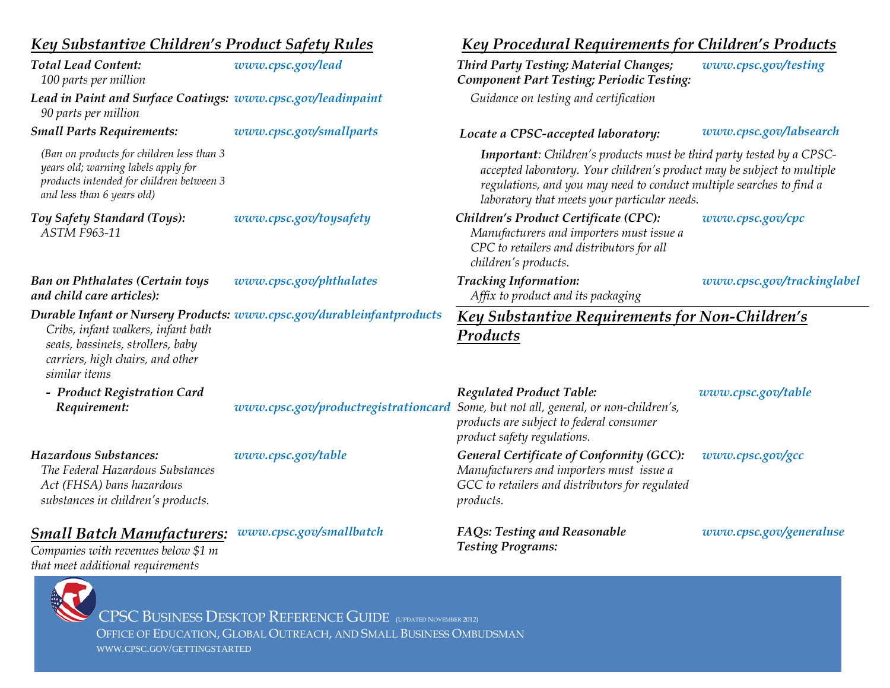## *Key Substantive Children's Product Safety Rules*

***Total Lead Content:*** *www.cpsc.gov/lead*
*100 parts per million*

***Lead in Paint and Surface Coatings:*** *www.cpsc.gov/leadinpaint*
*90 parts per million*

***Small Parts Requirements:*** *www.cpsc.gov/smallparts*

*(Ban on products for children less than 3 years old; warning labels apply for products intended for children between 3 and less than 6 years old)*

***Toy Safety Standard (Toys):*** *www.cpsc.gov/toysafety*
*ASTM F963-11*

***Ban on Phthalates (Certain toys and child care articles):*** *www.cpsc.gov/phthalates*

***Durable Infant or Nursery Products:*** *www.cpsc.gov/durableinfantproducts*
*Cribs, infant walkers, infant bath seats, bassinets, strollers, baby carriers, high chairs, and other similar items*

- ***Product Registration Card Requirement:*** *www.cpsc.gov/productregistrationcard*

***Hazardous Substances:*** *www.cpsc.gov/table*
*The Federal Hazardous Substances Act (FHSA) bans hazardous substances in children's products.*

## *Small Batch Manufacturers:* *www.cpsc.gov/smallbatch*

*Companies with revenues below $1 m that meet additional requirements*

## *Key Procedural Requirements for Children's Products*

***Third Party Testing; Material Changes; Component Part Testing; Periodic Testing:*** *www.cpsc.gov/testing*
*Guidance on testing and certification*

***Locate a CPSC-accepted laboratory:*** *www.cpsc.gov/labsearch*

***Important**: Children's products must be third party tested by a CPSC-accepted laboratory. Your children's product may be subject to multiple regulations, and you may need to conduct multiple searches to find a laboratory that meets your particular needs.*

***Children's Product Certificate (CPC):*** *www.cpsc.gov/cpc*
*Manufacturers and importers must issue a CPC to retailers and distributors for all children's products.*

***Tracking Information:*** *www.cpsc.gov/trackinglabel*
*Affix to product and its packaging*

## *Key Substantive Requirements for Non-Children's Products*

***Regulated Product Table:*** *www.cpsc.gov/table*
*Some, but not all, general, or non-children's, products are subject to federal consumer product safety regulations.*

***General Certificate of Conformity (GCC):*** *www.cpsc.gov/gcc*
*Manufacturers and importers must issue a GCC to retailers and distributors for regulated products.*

***FAQs: Testing and Reasonable Testing Programs:*** *www.cpsc.gov/generaluse*

CPSC BUSINESS DESKTOP REFERENCE GUIDE (UPDATED NOVEMBER 2012)
OFFICE OF EDUCATION, GLOBAL OUTREACH, AND SMALL BUSINESS OMBUDSMAN
WWW.CPSC.GOV/GETTINGSTARTED